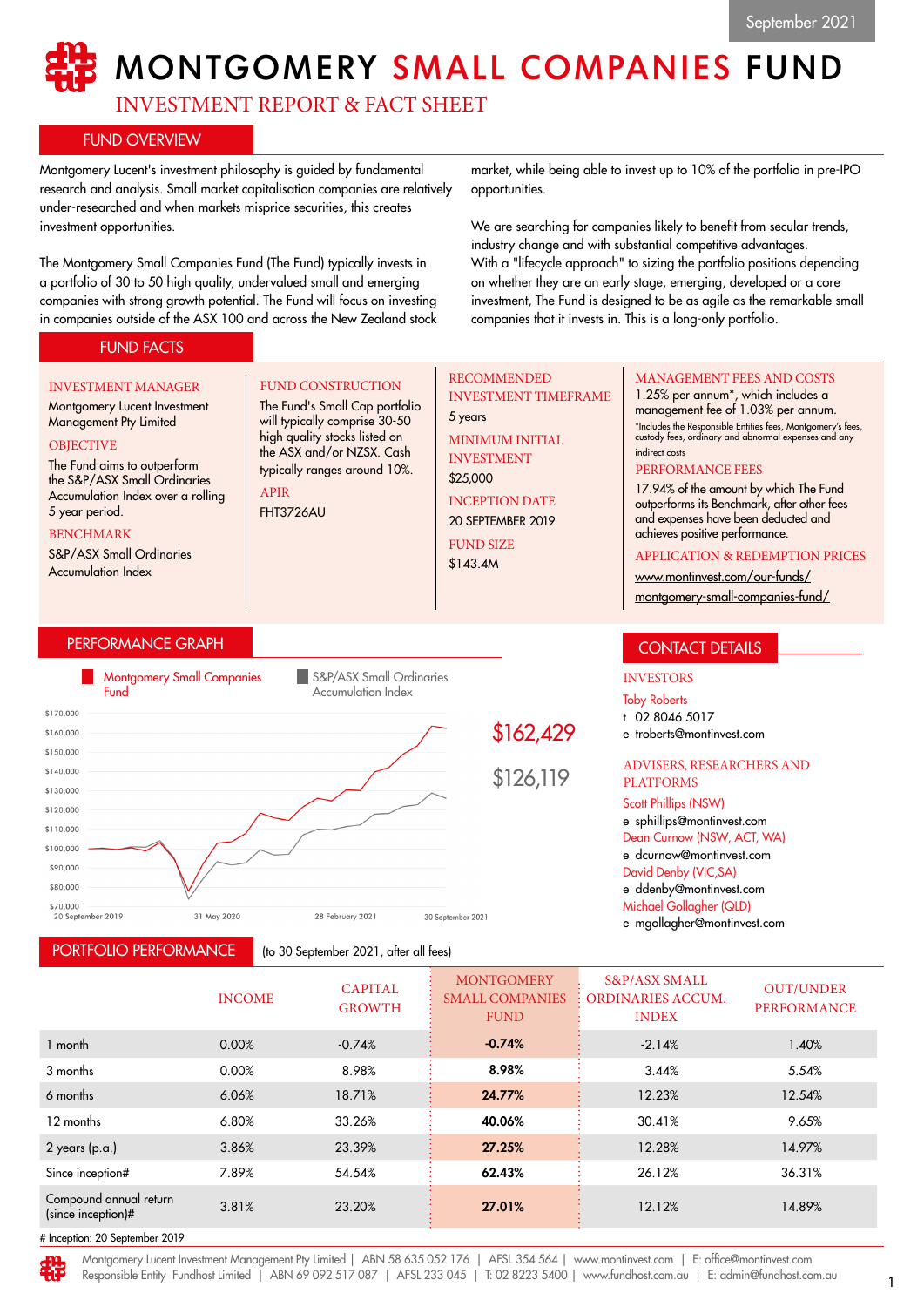September 2021

# MONTGOMERY SMALL COMPANIES FUND

## INVESTMENT REPORT & FACT SHEET

## FUND OVERVIEW

Montgomery Lucent's investment philosophy is guided by fundamental research and analysis. Small market capitalisation companies are relatively under-researched and when markets misprice securities, this creates investment opportunities.

The Montgomery Small Companies Fund (The Fund) typically invests in a portfolio of 30 to 50 high quality, undervalued small and emerging companies with strong growth potential. The Fund will focus on investing in companies outside of the ASX 100 and across the New Zealand stock market, while being able to invest up to 10% of the portfolio in pre-IPO opportunities.

We are searching for companies likely to benefit from secular trends, industry change and with substantial competitive advantages. With a "lifecycle approach" to sizing the portfolio positions depending on whether they are an early stage, emerging, developed or a core investment, The Fund is designed to be as agile as the remarkable small companies that it invests in. This is a long-only portfolio.

## FUND FACTS

**INVESTMENT MANAGER**
Montgomery Lucent Investment Management Pty Limited

**OBJECTIVE**
The Fund aims to outperform the S&P/ASX Small Ordinaries Accumulation Index over a rolling 5 year period.

**BENCHMARK**
S&P/ASX Small Ordinaries Accumulation Index

**FUND CONSTRUCTION**
The Fund's Small Cap portfolio will typically comprise 30-50 high quality stocks listed on the ASX and/or NZSX. Cash typically ranges around 10%.

**APIR**
FHT3726AU

**RECOMMENDED INVESTMENT TIMEFRAME**
5 years

**MINIMUM INITIAL INVESTMENT**
$25,000

**INCEPTION DATE**
20 SEPTEMBER 2019

**FUND SIZE**
$143.4M

**MANAGEMENT FEES AND COSTS**
1.25% per annum*, which includes a management fee of 1.03% per annum.
*Includes the Responsible Entities fees, Montgomery's fees, custody fees, ordinary and abnormal expenses and any indirect costs

**PERFORMANCE FEES**
17.94% of the amount by which The Fund outperforms its Benchmark, after other fees and expenses have been deducted and achieves positive performance.

**APPLICATION & REDEMPTION PRICES**
www.montinvest.com/our-funds/montgomery-small-companies-fund/

## PERFORMANCE GRAPH

Montgomery Small Companies Fund: $162,429
S&P/ASX Small Ordinaries Accumulation Index: $126,119

## CONTACT DETAILS

**INVESTORS**
Toby Roberts
t 02 8046 5017
e troberts@montinvest.com

**ADVISERS, RESEARCHERS AND PLATFORMS**
Scott Phillips (NSW)
e sphillips@montinvest.com
Dean Curnow (NSW, ACT, WA)
e dcurnow@montinvest.com
David Denby (VIC,SA)
e ddenby@montinvest.com
Michael Gollagher (QLD)
e mgollagher@montinvest.com

## PORTFOLIO PERFORMANCE

(to 30 September 2021, after all fees)

| | INCOME | CAPITAL GROWTH | MONTGOMERY SMALL COMPANIES FUND | S&P/ASX SMALL ORDINARIES ACCUM. INDEX | OUT/UNDER PERFORMANCE |
|---|---|---|---|---|---|
| 1 month | 0.00% | -0.74% | **-0.74%** | -2.14% | 1.40% |
| 3 months | 0.00% | 8.98% | **8.98%** | 3.44% | 5.54% |
| 6 months | 6.06% | 18.71% | **24.77%** | 12.23% | 12.54% |
| 12 months | 6.80% | 33.26% | **40.06%** | 30.41% | 9.65% |
| 2 years (p.a.) | 3.86% | 23.39% | **27.25%** | 12.28% | 14.97% |
| Since inception# | 7.89% | 54.54% | **62.43%** | 26.12% | 36.31% |
| Compound annual return (since inception)# | 3.81% | 23.20% | **27.01%** | 12.12% | 14.89% |

# Inception: 20 September 2019

Montgomery Lucent Investment Management Pty Limited | ABN 58 635 052 176 | AFSL 354 564 | www.montinvest.com | E: office@montinvest.com
Responsible Entity Fundhost Limited | ABN 69 092 517 087 | AFSL 233 045 | T: 02 8223 5400 | www.fundhost.com.au | E: admin@fundhost.com.au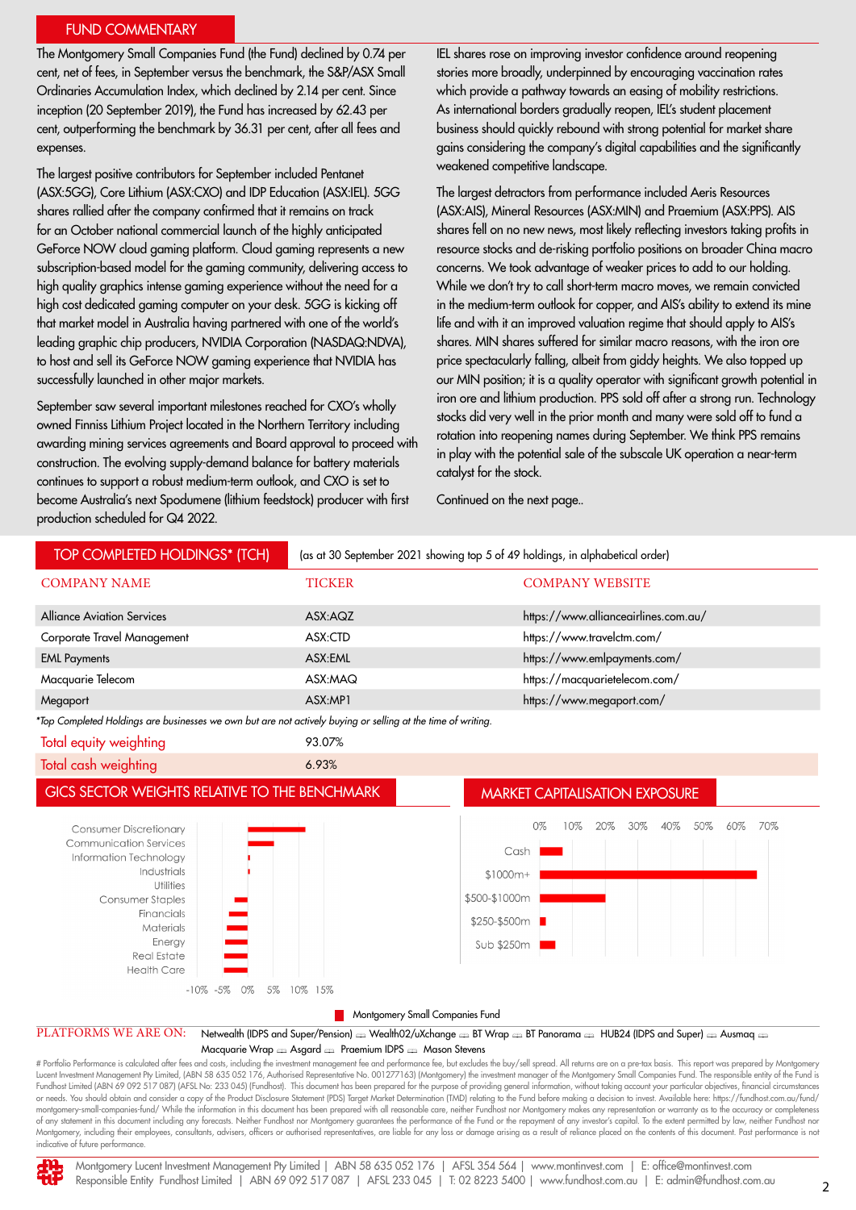## FUND COMMENTARY

The Montgomery Small Companies Fund (the Fund) declined by 0.74 per cent, net of fees, in September versus the benchmark, the S&P/ASX Small Ordinaries Accumulation Index, which declined by 2.14 per cent. Since inception (20 September 2019), the Fund has increased by 62.43 per cent, outperforming the benchmark by 36.31 per cent, after all fees and expenses.

The largest positive contributors for September included Pentanet (ASX:5GG), Core Lithium (ASX:CXO) and IDP Education (ASX:IEL). 5GG shares rallied after the company confirmed that it remains on track for an October national commercial launch of the highly anticipated GeForce NOW cloud gaming platform. Cloud gaming represents a new subscription-based model for the gaming community, delivering access to high quality graphics intense gaming experience without the need for a high cost dedicated gaming computer on your desk. 5GG is kicking off that market model in Australia having partnered with one of the world's leading graphic chip producers, NVIDIA Corporation (NASDAQ:NDVA), to host and sell its GeForce NOW gaming experience that NVIDIA has successfully launched in other major markets.

September saw several important milestones reached for CXO's wholly owned Finniss Lithium Project located in the Northern Territory including awarding mining services agreements and Board approval to proceed with construction. The evolving supply-demand balance for battery materials continues to support a robust medium-term outlook, and CXO is set to become Australia's next Spodumene (lithium feedstock) producer with first production scheduled for Q4 2022.

IEL shares rose on improving investor confidence around reopening stories more broadly, underpinned by encouraging vaccination rates which provide a pathway towards an easing of mobility restrictions. As international borders gradually reopen, IEL's student placement business should quickly rebound with strong potential for market share gains considering the company's digital capabilities and the significantly weakened competitive landscape.

The largest detractors from performance included Aeris Resources (ASX:AIS), Mineral Resources (ASX:MIN) and Praemium (ASX:PPS). AIS shares fell on no new news, most likely reflecting investors taking profits in resource stocks and de-risking portfolio positions on broader China macro concerns. We took advantage of weaker prices to add to our holding. While we don't try to call short-term macro moves, we remain convicted in the medium-term outlook for copper, and AIS's ability to extend its mine life and with it an improved valuation regime that should apply to AIS's shares. MIN shares suffered for similar macro reasons, with the iron ore price spectacularly falling, albeit from giddy heights. We also topped up our MIN position; it is a quality operator with significant growth potential in iron ore and lithium production. PPS sold off after a strong run. Technology stocks did very well in the prior month and many were sold off to fund a rotation into reopening names during September. We think PPS remains in play with the potential sale of the subscale UK operation a near-term catalyst for the stock.

Continued on the next page..

## TOP COMPLETED HOLDINGS* (TCH)

(as at 30 September 2021 showing top 5 of 49 holdings, in alphabetical order)

| COMPANY NAME | TICKER | COMPANY WEBSITE |
|---|---|---|
| Alliance Aviation Services | ASX:AQZ | https://www.allianceairlines.com.au/ |
| Corporate Travel Management | ASX:CTD | https://www.travelctm.com/ |
| EML Payments | ASX:EML | https://www.emlpayments.com/ |
| Macquarie Telecom | ASX:MAQ | https://macquarietelecom.com/ |
| Megaport | ASX:MP1 | https://www.megaport.com/ |

*Top Completed Holdings are businesses we own but are not actively buying or selling at the time of writing.*

| | |
|---|---|
| Total equity weighting | 93.07% |
| Total cash weighting | 6.93% |

## GICS SECTOR WEIGHTS RELATIVE TO THE BENCHMARK

Consumer Discretionary, Communication Services, Information Technology, Industrials, Utilities, Consumer Staples, Financials, Materials, Energy, Real Estate, Health Care

-10% -5% 0% 5% 10% 15%

## MARKET CAPITALISATION EXPOSURE

Cash, $1000m+, $500-$1000m, $250-$500m, Sub $250m

0% 10% 20% 30% 40% 50% 60% 70%

Montgomery Small Companies Fund

PLATFORMS WE ARE ON: Netwealth (IDPS and Super/Pension) | Wealth02/uXchange | BT Wrap | BT Panorama | HUB24 (IDPS and Super) | Ausmaq | Macquarie Wrap | Asgard | Praemium IDPS | Mason Stevens

# Portfolio Performance is calculated after fees and costs, including the investment management fee and performance fee, but excludes the buy/sell spread. All returns are on a pre-tax basis. This report was prepared by Montgomery Lucent Investment Management Pty Limited, (ABN 58 635 052 176, Authorised Representative No. 001277163) (Montgomery) the investment manager of the Montgomery Small Companies Fund. The responsible entity of the Fund is Fundhost Limited (ABN 69 092 517 087) (AFSL No: 233 045) (Fundhost). This document has been prepared for the purpose of providing general information, without taking account your particular objectives, financial circumstances or needs. You should obtain and consider a copy of the Product Disclosure Statement (PDS) Target Market Determination (TMD) relating to the Fund before making a decision to invest. Available here: https://fundhost.com.au/fund/montgomery-small-companies-fund/ While the information in this document has been prepared with all reasonable care, neither Fundhost nor Montgomery makes any representation or warranty as to the accuracy or completeness of any statement in this document including any forecasts. Neither Fundhost nor Montgomery guarantees the performance of the Fund or the repayment of any investor's capital. To the extent permitted by law, neither Fundhost nor Montgomery, including their employees, consultants, advisers, officers or authorised representatives, are liable for any loss or damage arising as a result of reliance placed on the contents of this document. Past performance is not indicative of future performance.

Montgomery Lucent Investment Management Pty Limited | ABN 58 635 052 176 | AFSL 354 564 | www.montinvest.com | E: office@montinvest.com
Responsible Entity Fundhost Limited | ABN 69 092 517 087 | AFSL 233 045 | T: 02 8223 5400 | www.fundhost.com.au | E: admin@fundhost.com.au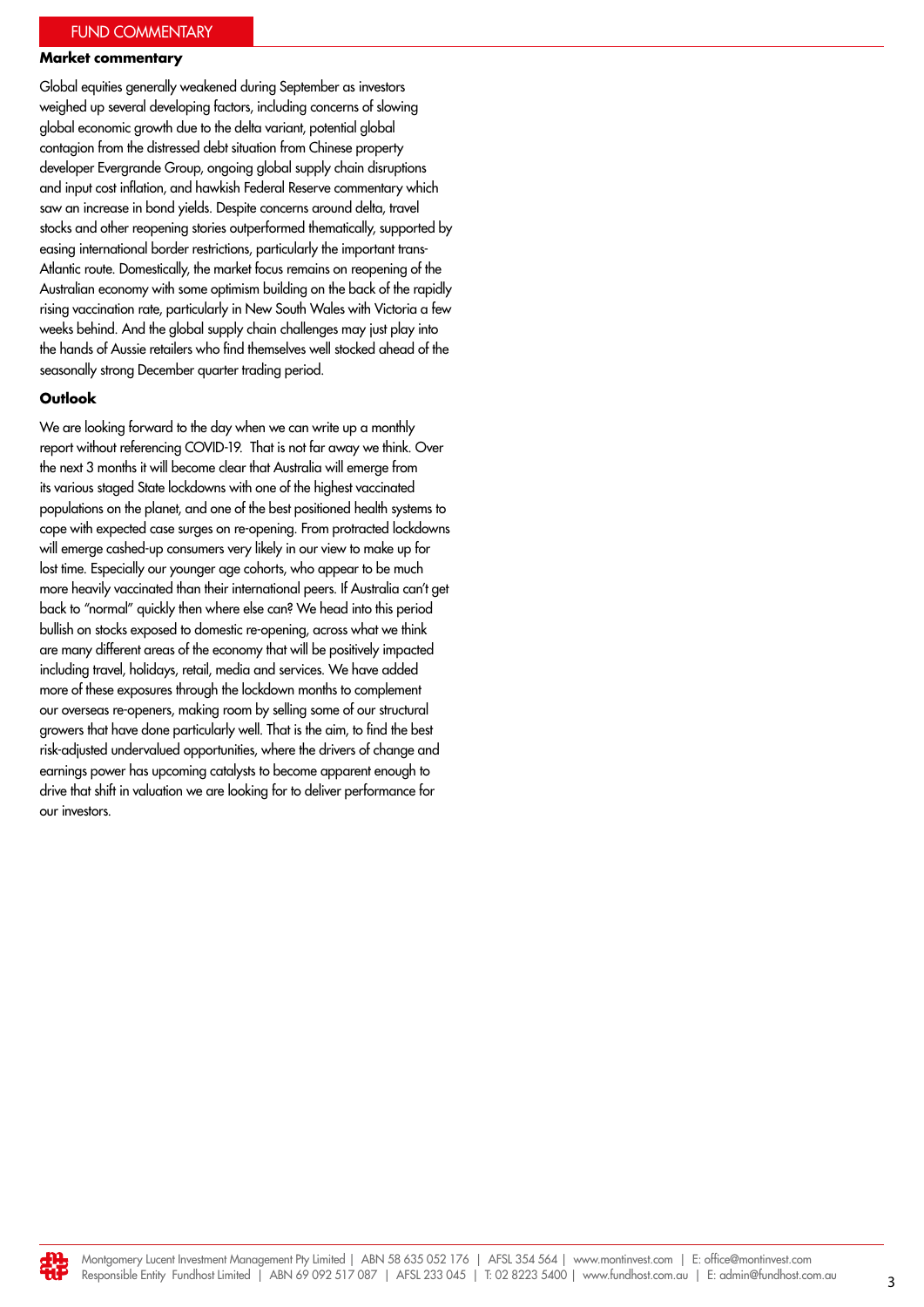FUND COMMENTARY

**Market commentary**

Global equities generally weakened during September as investors weighed up several developing factors, including concerns of slowing global economic growth due to the delta variant, potential global contagion from the distressed debt situation from Chinese property developer Evergrande Group, ongoing global supply chain disruptions and input cost inflation, and hawkish Federal Reserve commentary which saw an increase in bond yields. Despite concerns around delta, travel stocks and other reopening stories outperformed thematically, supported by easing international border restrictions, particularly the important trans-Atlantic route. Domestically, the market focus remains on reopening of the Australian economy with some optimism building on the back of the rapidly rising vaccination rate, particularly in New South Wales with Victoria a few weeks behind. And the global supply chain challenges may just play into the hands of Aussie retailers who find themselves well stocked ahead of the seasonally strong December quarter trading period.

**Outlook**

We are looking forward to the day when we can write up a monthly report without referencing COVID-19. That is not far away we think. Over the next 3 months it will become clear that Australia will emerge from its various staged State lockdowns with one of the highest vaccinated populations on the planet, and one of the best positioned health systems to cope with expected case surges on re-opening. From protracted lockdowns will emerge cashed-up consumers very likely in our view to make up for lost time. Especially our younger age cohorts, who appear to be much more heavily vaccinated than their international peers. If Australia can't get back to "normal" quickly then where else can? We head into this period bullish on stocks exposed to domestic re-opening, across what we think are many different areas of the economy that will be positively impacted including travel, holidays, retail, media and services. We have added more of these exposures through the lockdown months to complement our overseas re-openers, making room by selling some of our structural growers that have done particularly well. That is the aim, to find the best risk-adjusted undervalued opportunities, where the drivers of change and earnings power has upcoming catalysts to become apparent enough to drive that shift in valuation we are looking for to deliver performance for our investors.

Montgomery Lucent Investment Management Pty Limited | ABN 58 635 052 176 | AFSL 354 564 | www.montinvest.com | E: office@montinvest.com
Responsible Entity Fundhost Limited | ABN 69 092 517 087 | AFSL 233 045 | T: 02 8223 5400 | www.fundhost.com.au | E: admin@fundhost.com.au